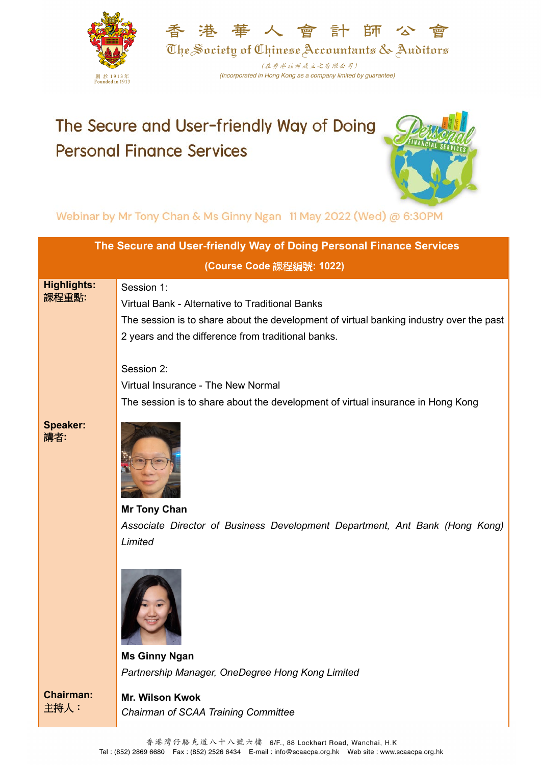香港華人會計師公會

The Society of Chinese Accountants & Auditors

創於1913年
Founded in 1913

(在香港註冊成立之有限公司)
(Incorporated in Hong Kong as a company limited by guarantee)

# The Secure and User-friendly Way of Doing Personal Finance Services

Webinar by Mr Tony Chan & Ms Ginny Ngan 11 May 2022 (Wed) @ 6:30PM

| **The Secure and User-friendly Way of Doing Personal Finance Services (Course Code 課程編號: 1022)** | |
|---|---|
| **Highlights: 課程重點:** | Session 1:<br>Virtual Bank - Alternative to Traditional Banks<br>The session is to share about the development of virtual banking industry over the past 2 years and the difference from traditional banks.<br><br>Session 2:<br>Virtual Insurance - The New Normal<br>The session is to share about the development of virtual insurance in Hong Kong |
| **Speaker: 講者:** | **Mr Tony Chan**<br>*Associate Director of Business Development Department, Ant Bank (Hong Kong) Limited*<br><br>**Ms Ginny Ngan**<br>*Partnership Manager, OneDegree Hong Kong Limited* |
| **Chairman: 主持人:** | **Mr. Wilson Kwok**<br>*Chairman of SCAA Training Committee* |

香港灣仔駱克道八十八號六樓 6/F., 88 Lockhart Road, Wanchai, H.K
Tel : (852) 2869 6680 Fax : (852) 2526 6434 E-mail : info@scaacpa.org.hk Web site : www.scaacpa.org.hk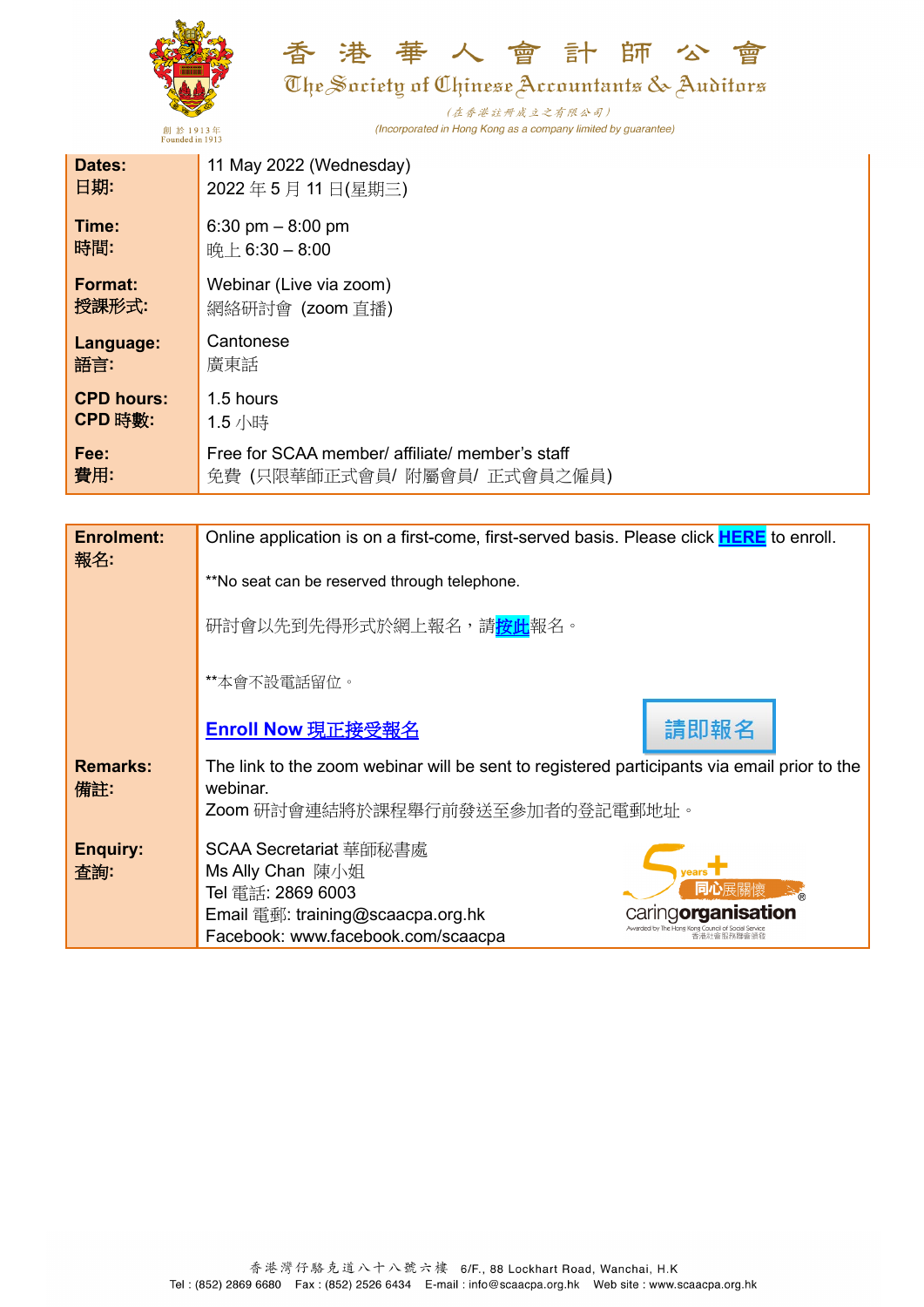香 港 華 人 會 計 師 公 會
The Society of Chinese Accountants & Auditors
(在香港註冊成立之有限公司)
(Incorporated in Hong Kong as a company limited by guarantee)
創於1913年
Founded in 1913

| | |
|---|---|
| **Dates:** **日期:** | 11 May 2022 (Wednesday) 2022 年 5 月 11 日(星期三) |
| **Time:** **時間:** | 6:30 pm – 8:00 pm 晚上 6:30 – 8:00 |
| **Format:** **授課形式:** | Webinar (Live via zoom) 網絡研討會 (zoom 直播) |
| **Language:** **語言:** | Cantonese 廣東話 |
| **CPD hours:** **CPD 時數:** | 1.5 hours 1.5 小時 |
| **Fee:** **費用:** | Free for SCAA member/ affiliate/ member's staff 免費 (只限華師正式會員/ 附屬會員/ 正式會員之僱員) |

| | |
|---|---|
| **Enrolment:** **報名:** | Online application is on a first-come, first-served basis. Please click **HERE** to enroll. <br> **No seat can be reserved through telephone. <br> 研討會以先到先得形式於網上報名，請**按此**報名。 <br> **本會不設電話留位。 <br> **Enroll Now 現正接受報名** 請即報名 |
| **Remarks:** **備註:** | The link to the zoom webinar will be sent to registered participants via email prior to the webinar. <br> Zoom 研討會連結將於課程舉行前發送至參加者的登記電郵地址。 |
| **Enquiry:** **查詢:** | SCAA Secretariat 華師秘書處 <br> Ms Ally Chan 陳小姐 <br> Tel 電話: 2869 6003 <br> Email 電郵: training@scaacpa.org.hk <br> Facebook: www.facebook.com/scaacpa |

5 years+ 同心展關懷 caringorganisation
Awarded by The Hong Kong Council of Social Service 香港社會服務聯會頒發

香港灣仔駱克道八十八號六樓 6/F., 88 Lockhart Road, Wanchai, H.K
Tel : (852) 2869 6680 Fax : (852) 2526 6434 E-mail : info@scaacpa.org.hk Web site : www.scaacpa.org.hk